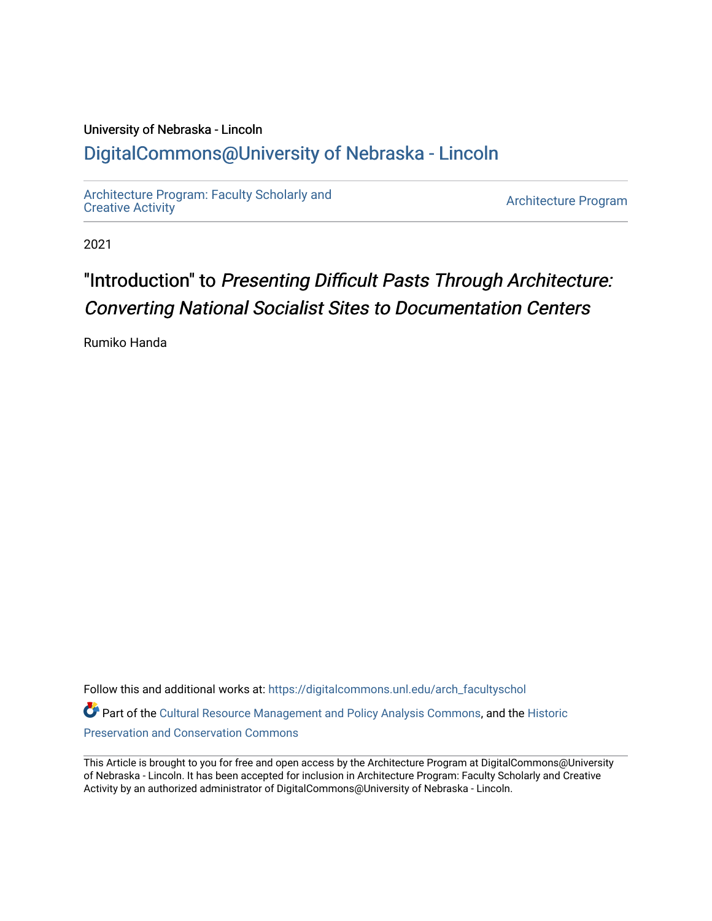University of Nebraska - Lincoln

## DigitalCommons@University of Nebraska - Lincoln

Architecture Program: Faculty Scholarly and Creative Activity

Architecture Program

2021

# "Introduction" to *Presenting Difficult Pasts Through Architecture: Converting National Socialist Sites to Documentation Centers*

Rumiko Handa

Follow this and additional works at: https://digitalcommons.unl.edu/arch_facultyschol

Part of the Cultural Resource Management and Policy Analysis Commons, and the Historic Preservation and Conservation Commons

This Article is brought to you for free and open access by the Architecture Program at DigitalCommons@University of Nebraska - Lincoln. It has been accepted for inclusion in Architecture Program: Faculty Scholarly and Creative Activity by an authorized administrator of DigitalCommons@University of Nebraska - Lincoln.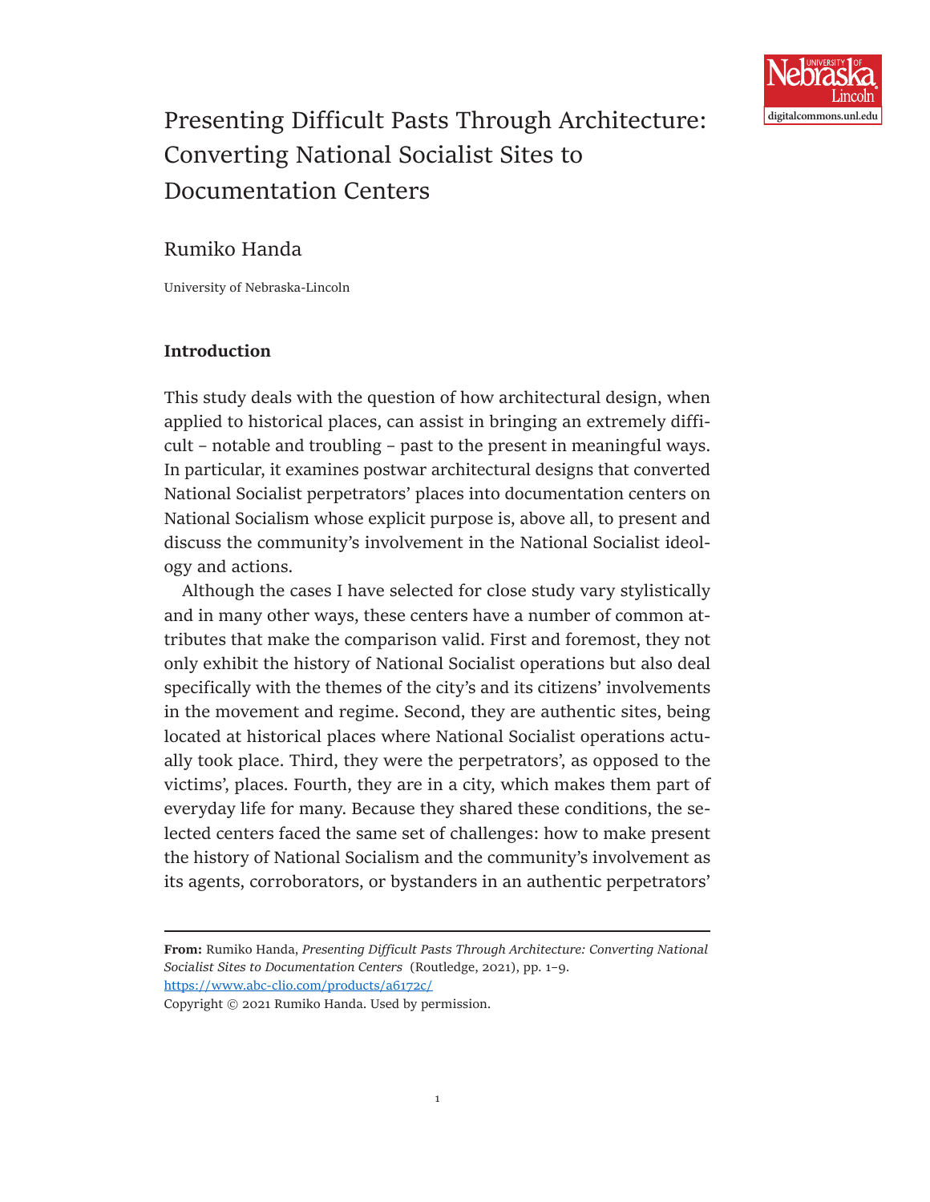# Presenting Difficult Pasts Through Architecture: Converting National Socialist Sites to Documentation Centers

## Rumiko Handa

University of Nebraska-Lincoln

### Introduction

This study deals with the question of how architectural design, when applied to historical places, can assist in bringing an extremely difficult – notable and troubling – past to the present in meaningful ways. In particular, it examines postwar architectural designs that converted National Socialist perpetrators' places into documentation centers on National Socialism whose explicit purpose is, above all, to present and discuss the community's involvement in the National Socialist ideology and actions.

Although the cases I have selected for close study vary stylistically and in many other ways, these centers have a number of common attributes that make the comparison valid. First and foremost, they not only exhibit the history of National Socialist operations but also deal specifically with the themes of the city's and its citizens' involvements in the movement and regime. Second, they are authentic sites, being located at historical places where National Socialist operations actually took place. Third, they were the perpetrators', as opposed to the victims', places. Fourth, they are in a city, which makes them part of everyday life for many. Because they shared these conditions, the selected centers faced the same set of challenges: how to make present the history of National Socialism and the community's involvement as its agents, corroborators, or bystanders in an authentic perpetrators'

---

**From:** Rumiko Handa, *Presenting Difficult Pasts Through Architecture: Converting National Socialist Sites to Documentation Centers* (Routledge, 2021), pp. 1–9.
https://www.abc-clio.com/products/a6172c/
Copyright © 2021 Rumiko Handa. Used by permission.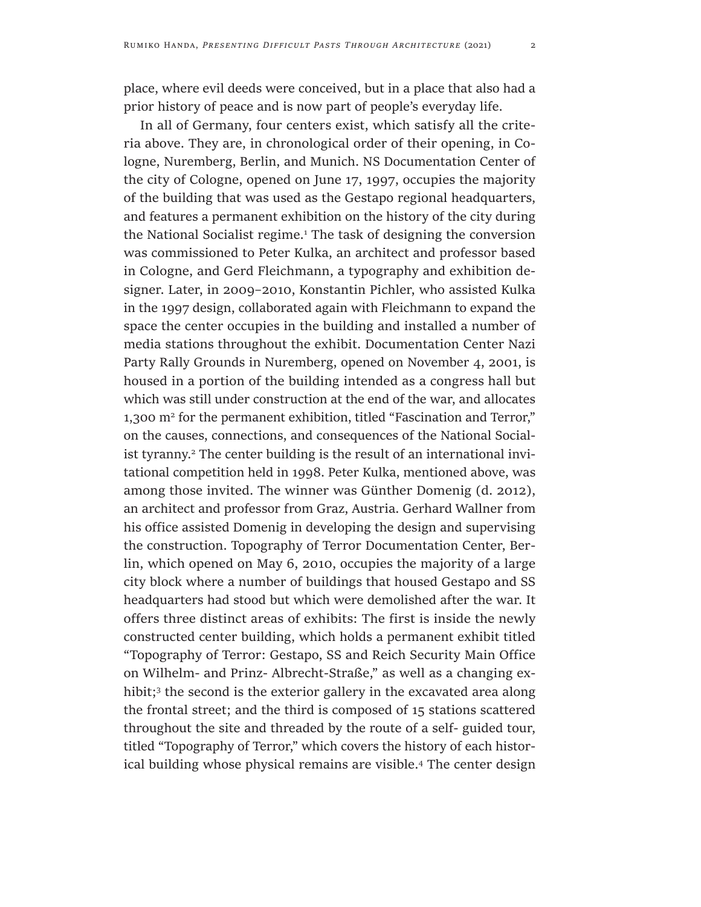place, where evil deeds were conceived, but in a place that also had a prior history of peace and is now part of people's everyday life.

In all of Germany, four centers exist, which satisfy all the criteria above. They are, in chronological order of their opening, in Cologne, Nuremberg, Berlin, and Munich. NS Documentation Center of the city of Cologne, opened on June 17, 1997, occupies the majority of the building that was used as the Gestapo regional headquarters, and features a permanent exhibition on the history of the city during the National Socialist regime.[1] The task of designing the conversion was commissioned to Peter Kulka, an architect and professor based in Cologne, and Gerd Fleichmann, a typography and exhibition designer. Later, in 2009–2010, Konstantin Pichler, who assisted Kulka in the 1997 design, collaborated again with Fleichmann to expand the space the center occupies in the building and installed a number of media stations throughout the exhibit. Documentation Center Nazi Party Rally Grounds in Nuremberg, opened on November 4, 2001, is housed in a portion of the building intended as a congress hall but which was still under construction at the end of the war, and allocates 1,300 m² for the permanent exhibition, titled "Fascination and Terror," on the causes, connections, and consequences of the National Socialist tyranny.[2] The center building is the result of an international invitational competition held in 1998. Peter Kulka, mentioned above, was among those invited. The winner was Günther Domenig (d. 2012), an architect and professor from Graz, Austria. Gerhard Wallner from his office assisted Domenig in developing the design and supervising the construction. Topography of Terror Documentation Center, Berlin, which opened on May 6, 2010, occupies the majority of a large city block where a number of buildings that housed Gestapo and SS headquarters had stood but which were demolished after the war. It offers three distinct areas of exhibits: The first is inside the newly constructed center building, which holds a permanent exhibit titled "Topography of Terror: Gestapo, SS and Reich Security Main Office on Wilhelm- and Prinz- Albrecht-Straße," as well as a changing exhibit;[3] the second is the exterior gallery in the excavated area along the frontal street; and the third is composed of 15 stations scattered throughout the site and threaded by the route of a self- guided tour, titled "Topography of Terror," which covers the history of each historical building whose physical remains are visible.[4] The center design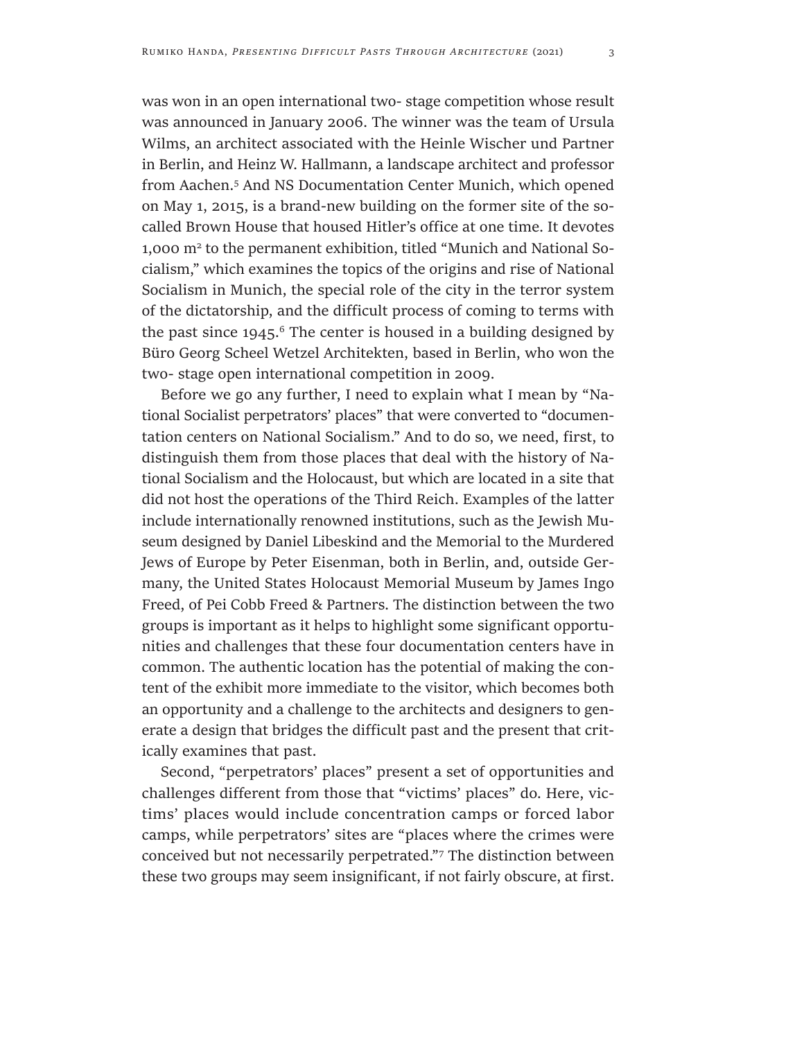was won in an open international two- stage competition whose result was announced in January 2006. The winner was the team of Ursula Wilms, an architect associated with the Heinle Wischer und Partner in Berlin, and Heinz W. Hallmann, a landscape architect and professor from Aachen.[5] And NS Documentation Center Munich, which opened on May 1, 2015, is a brand-new building on the former site of the so-called Brown House that housed Hitler's office at one time. It devotes 1,000 $m^2$ to the permanent exhibition, titled "Munich and National Socialism," which examines the topics of the origins and rise of National Socialism in Munich, the special role of the city in the terror system of the dictatorship, and the difficult process of coming to terms with the past since 1945.[6] The center is housed in a building designed by Büro Georg Scheel Wetzel Architekten, based in Berlin, who won the two- stage open international competition in 2009.

Before we go any further, I need to explain what I mean by "National Socialist perpetrators' places" that were converted to "documentation centers on National Socialism." And to do so, we need, first, to distinguish them from those places that deal with the history of National Socialism and the Holocaust, but which are located in a site that did not host the operations of the Third Reich. Examples of the latter include internationally renowned institutions, such as the Jewish Museum designed by Daniel Libeskind and the Memorial to the Murdered Jews of Europe by Peter Eisenman, both in Berlin, and, outside Germany, the United States Holocaust Memorial Museum by James Ingo Freed, of Pei Cobb Freed & Partners. The distinction between the two groups is important as it helps to highlight some significant opportunities and challenges that these four documentation centers have in common. The authentic location has the potential of making the content of the exhibit more immediate to the visitor, which becomes both an opportunity and a challenge to the architects and designers to generate a design that bridges the difficult past and the present that critically examines that past.

Second, "perpetrators' places" present a set of opportunities and challenges different from those that "victims' places" do. Here, victims' places would include concentration camps or forced labor camps, while perpetrators' sites are "places where the crimes were conceived but not necessarily perpetrated."[7] The distinction between these two groups may seem insignificant, if not fairly obscure, at first.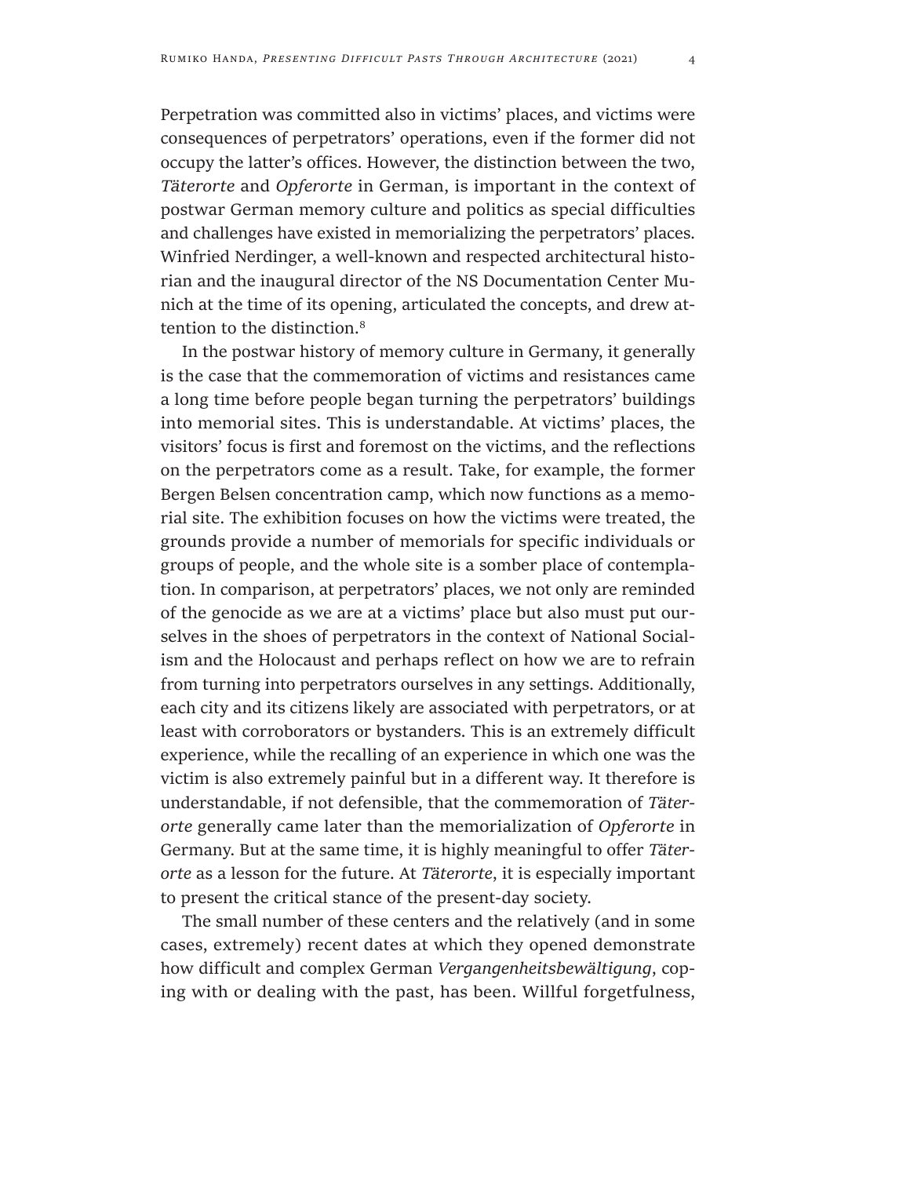Perpetration was committed also in victims' places, and victims were consequences of perpetrators' operations, even if the former did not occupy the latter's offices. However, the distinction between the two, *Täterorte* and *Opferorte* in German, is important in the context of postwar German memory culture and politics as special difficulties and challenges have existed in memorializing the perpetrators' places. Winfried Nerdinger, a well-known and respected architectural historian and the inaugural director of the NS Documentation Center Munich at the time of its opening, articulated the concepts, and drew attention to the distinction.[8]

In the postwar history of memory culture in Germany, it generally is the case that the commemoration of victims and resistances came a long time before people began turning the perpetrators' buildings into memorial sites. This is understandable. At victims' places, the visitors' focus is first and foremost on the victims, and the reflections on the perpetrators come as a result. Take, for example, the former Bergen Belsen concentration camp, which now functions as a memorial site. The exhibition focuses on how the victims were treated, the grounds provide a number of memorials for specific individuals or groups of people, and the whole site is a somber place of contemplation. In comparison, at perpetrators' places, we not only are reminded of the genocide as we are at a victims' place but also must put ourselves in the shoes of perpetrators in the context of National Socialism and the Holocaust and perhaps reflect on how we are to refrain from turning into perpetrators ourselves in any settings. Additionally, each city and its citizens likely are associated with perpetrators, or at least with corroborators or bystanders. This is an extremely difficult experience, while the recalling of an experience in which one was the victim is also extremely painful but in a different way. It therefore is understandable, if not defensible, that the commemoration of *Täterorte* generally came later than the memorialization of *Opferorte* in Germany. But at the same time, it is highly meaningful to offer *Täterorte* as a lesson for the future. At *Täterorte*, it is especially important to present the critical stance of the present-day society.

The small number of these centers and the relatively (and in some cases, extremely) recent dates at which they opened demonstrate how difficult and complex German *Vergangenheitsbewältigung*, coping with or dealing with the past, has been. Willful forgetfulness,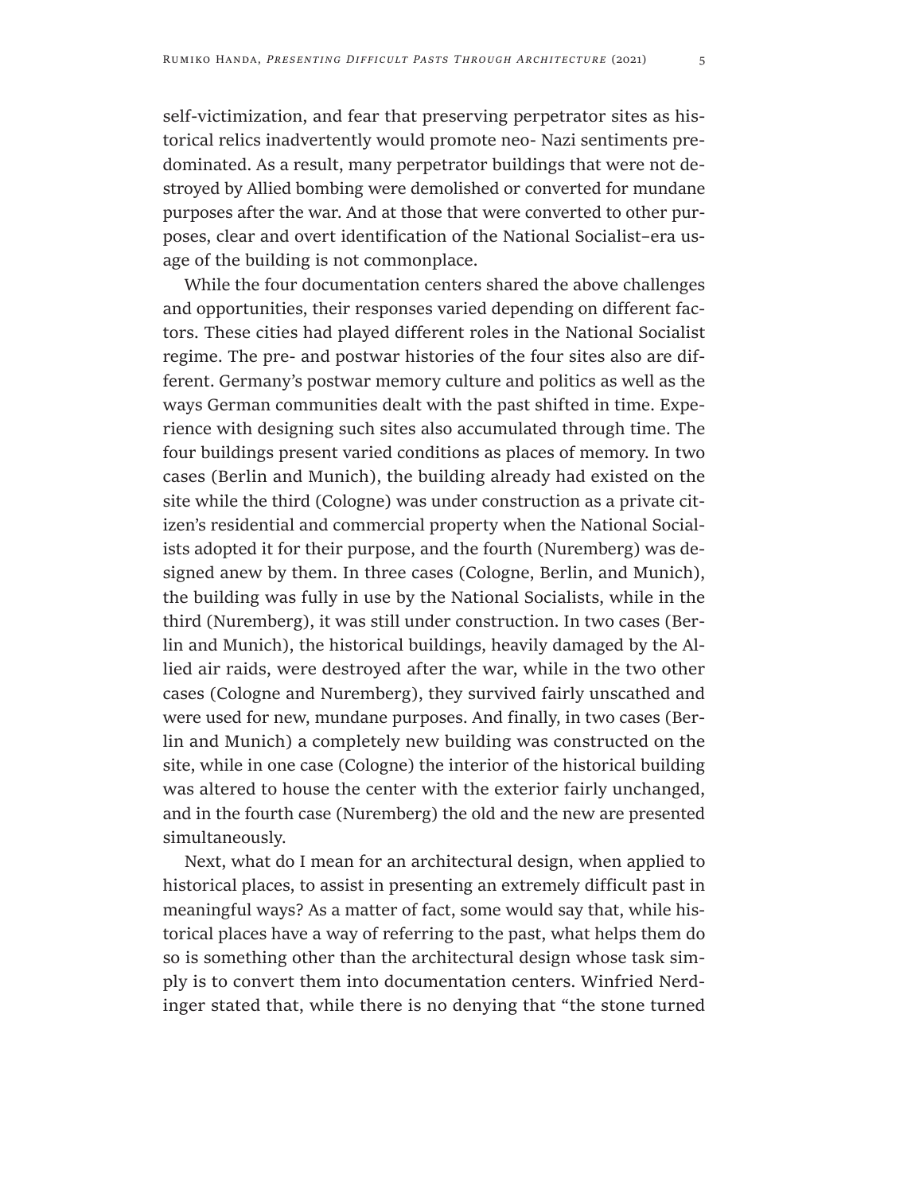self-victimization, and fear that preserving perpetrator sites as historical relics inadvertently would promote neo- Nazi sentiments predominated. As a result, many perpetrator buildings that were not destroyed by Allied bombing were demolished or converted for mundane purposes after the war. And at those that were converted to other purposes, clear and overt identification of the National Socialist–era usage of the building is not commonplace.

While the four documentation centers shared the above challenges and opportunities, their responses varied depending on different factors. These cities had played different roles in the National Socialist regime. The pre- and postwar histories of the four sites also are different. Germany's postwar memory culture and politics as well as the ways German communities dealt with the past shifted in time. Experience with designing such sites also accumulated through time. The four buildings present varied conditions as places of memory. In two cases (Berlin and Munich), the building already had existed on the site while the third (Cologne) was under construction as a private citizen's residential and commercial property when the National Socialists adopted it for their purpose, and the fourth (Nuremberg) was designed anew by them. In three cases (Cologne, Berlin, and Munich), the building was fully in use by the National Socialists, while in the third (Nuremberg), it was still under construction. In two cases (Berlin and Munich), the historical buildings, heavily damaged by the Allied air raids, were destroyed after the war, while in the two other cases (Cologne and Nuremberg), they survived fairly unscathed and were used for new, mundane purposes. And finally, in two cases (Berlin and Munich) a completely new building was constructed on the site, while in one case (Cologne) the interior of the historical building was altered to house the center with the exterior fairly unchanged, and in the fourth case (Nuremberg) the old and the new are presented simultaneously.

Next, what do I mean for an architectural design, when applied to historical places, to assist in presenting an extremely difficult past in meaningful ways? As a matter of fact, some would say that, while historical places have a way of referring to the past, what helps them do so is something other than the architectural design whose task simply is to convert them into documentation centers. Winfried Nerdinger stated that, while there is no denying that "the stone turned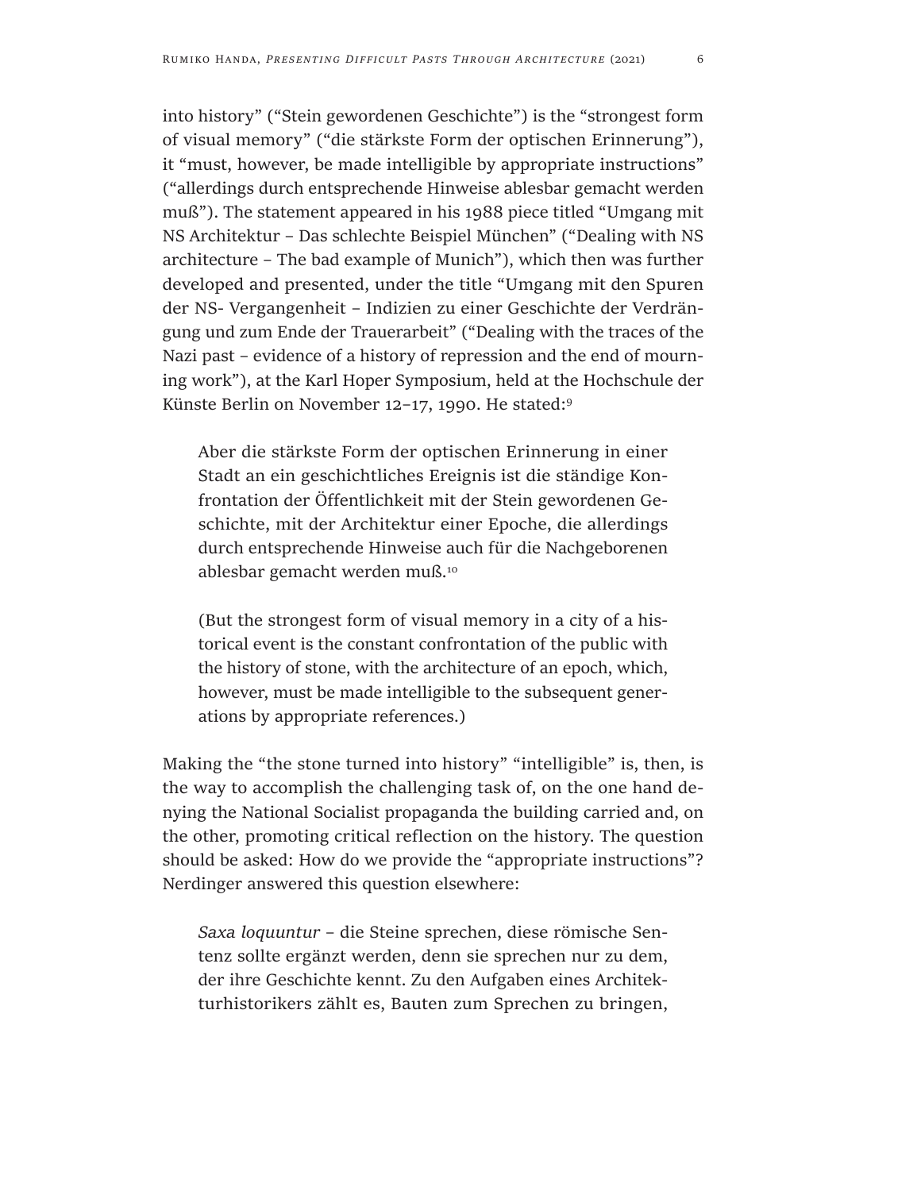into history" ("Stein gewordenen Geschichte") is the "strongest form of visual memory" ("die stärkste Form der optischen Erinnerung"), it "must, however, be made intelligible by appropriate instructions" ("allerdings durch entsprechende Hinweise ablesbar gemacht werden muß"). The statement appeared in his 1988 piece titled "Umgang mit NS Architektur – Das schlechte Beispiel München" ("Dealing with NS architecture – The bad example of Munich"), which then was further developed and presented, under the title "Umgang mit den Spuren der NS- Vergangenheit – Indizien zu einer Geschichte der Verdrängung und zum Ende der Trauerarbeit" ("Dealing with the traces of the Nazi past – evidence of a history of repression and the end of mourning work"), at the Karl Hoper Symposium, held at the Hochschule der Künste Berlin on November 12–17, 1990. He stated:[9]

> Aber die stärkste Form der optischen Erinnerung in einer Stadt an ein geschichtliches Ereignis ist die ständige Konfrontation der Öffentlichkeit mit der Stein gewordenen Geschichte, mit der Architektur einer Epoche, die allerdings durch entsprechende Hinweise auch für die Nachgeborenen ablesbar gemacht werden muß.[10]
>
> (But the strongest form of visual memory in a city of a historical event is the constant confrontation of the public with the history of stone, with the architecture of an epoch, which, however, must be made intelligible to the subsequent generations by appropriate references.)

Making the "the stone turned into history" "intelligible" is, then, is the way to accomplish the challenging task of, on the one hand denying the National Socialist propaganda the building carried and, on the other, promoting critical reflection on the history. The question should be asked: How do we provide the "appropriate instructions"? Nerdinger answered this question elsewhere:

> *Saxa loquuntur* – die Steine sprechen, diese römische Sentenz sollte ergänzt werden, denn sie sprechen nur zu dem, der ihre Geschichte kennt. Zu den Aufgaben eines Architekturhistorikers zählt es, Bauten zum Sprechen zu bringen,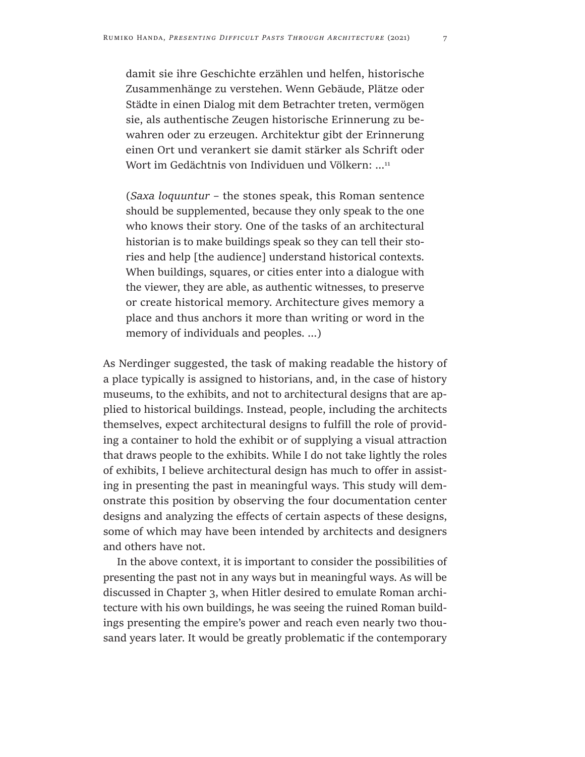damit sie ihre Geschichte erzählen und helfen, historische Zusammenhänge zu verstehen. Wenn Gebäude, Plätze oder Städte in einen Dialog mit dem Betrachter treten, vermögen sie, als authentische Zeugen historische Erinnerung zu bewahren oder zu erzeugen. Architektur gibt der Erinnerung einen Ort und verankert sie damit stärker als Schrift oder Wort im Gedächtnis von Individuen und Völkern: ...[11]

(*Saxa loquuntur* – the stones speak, this Roman sentence should be supplemented, because they only speak to the one who knows their story. One of the tasks of an architectural historian is to make buildings speak so they can tell their stories and help [the audience] understand historical contexts. When buildings, squares, or cities enter into a dialogue with the viewer, they are able, as authentic witnesses, to preserve or create historical memory. Architecture gives memory a place and thus anchors it more than writing or word in the memory of individuals and peoples. ...)

As Nerdinger suggested, the task of making readable the history of a place typically is assigned to historians, and, in the case of history museums, to the exhibits, and not to architectural designs that are applied to historical buildings. Instead, people, including the architects themselves, expect architectural designs to fulfill the role of providing a container to hold the exhibit or of supplying a visual attraction that draws people to the exhibits. While I do not take lightly the roles of exhibits, I believe architectural design has much to offer in assisting in presenting the past in meaningful ways. This study will demonstrate this position by observing the four documentation center designs and analyzing the effects of certain aspects of these designs, some of which may have been intended by architects and designers and others have not.

In the above context, it is important to consider the possibilities of presenting the past not in any ways but in meaningful ways. As will be discussed in Chapter 3, when Hitler desired to emulate Roman architecture with his own buildings, he was seeing the ruined Roman buildings presenting the empire's power and reach even nearly two thousand years later. It would be greatly problematic if the contemporary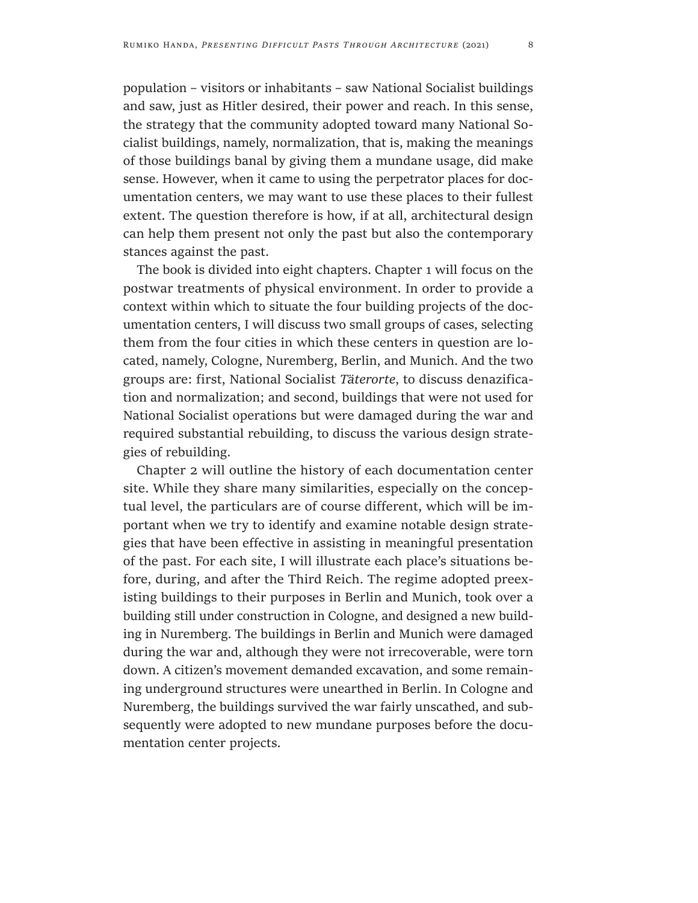population – visitors or inhabitants – saw National Socialist buildings and saw, just as Hitler desired, their power and reach. In this sense, the strategy that the community adopted toward many National Socialist buildings, namely, normalization, that is, making the meanings of those buildings banal by giving them a mundane usage, did make sense. However, when it came to using the perpetrator places for documentation centers, we may want to use these places to their fullest extent. The question therefore is how, if at all, architectural design can help them present not only the past but also the contemporary stances against the past.

The book is divided into eight chapters. Chapter 1 will focus on the postwar treatments of physical environment. In order to provide a context within which to situate the four building projects of the documentation centers, I will discuss two small groups of cases, selecting them from the four cities in which these centers in question are located, namely, Cologne, Nuremberg, Berlin, and Munich. And the two groups are: first, National Socialist *Täterorte*, to discuss denazification and normalization; and second, buildings that were not used for National Socialist operations but were damaged during the war and required substantial rebuilding, to discuss the various design strategies of rebuilding.

Chapter 2 will outline the history of each documentation center site. While they share many similarities, especially on the conceptual level, the particulars are of course different, which will be important when we try to identify and examine notable design strategies that have been effective in assisting in meaningful presentation of the past. For each site, I will illustrate each place's situations before, during, and after the Third Reich. The regime adopted preexisting buildings to their purposes in Berlin and Munich, took over a building still under construction in Cologne, and designed a new building in Nuremberg. The buildings in Berlin and Munich were damaged during the war and, although they were not irrecoverable, were torn down. A citizen's movement demanded excavation, and some remaining underground structures were unearthed in Berlin. In Cologne and Nuremberg, the buildings survived the war fairly unscathed, and subsequently were adopted to new mundane purposes before the documentation center projects.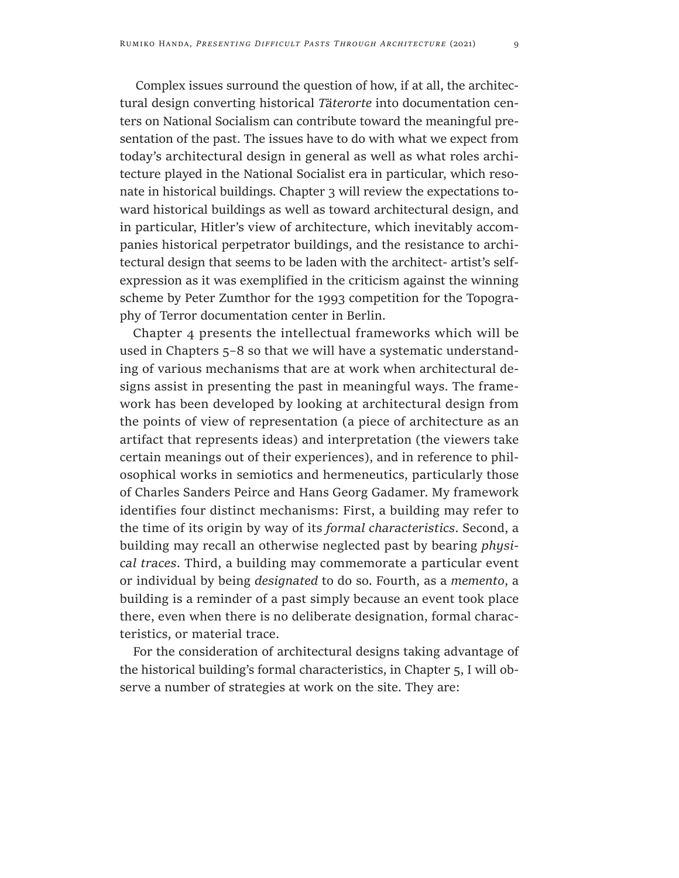Complex issues surround the question of how, if at all, the architectural design converting historical *Täterorte* into documentation centers on National Socialism can contribute toward the meaningful presentation of the past. The issues have to do with what we expect from today's architectural design in general as well as what roles architecture played in the National Socialist era in particular, which resonate in historical buildings. Chapter 3 will review the expectations toward historical buildings as well as toward architectural design, and in particular, Hitler's view of architecture, which inevitably accompanies historical perpetrator buildings, and the resistance to architectural design that seems to be laden with the architect- artist's self-expression as it was exemplified in the criticism against the winning scheme by Peter Zumthor for the 1993 competition for the Topography of Terror documentation center in Berlin.

Chapter 4 presents the intellectual frameworks which will be used in Chapters 5–8 so that we will have a systematic understanding of various mechanisms that are at work when architectural designs assist in presenting the past in meaningful ways. The framework has been developed by looking at architectural design from the points of view of representation (a piece of architecture as an artifact that represents ideas) and interpretation (the viewers take certain meanings out of their experiences), and in reference to philosophical works in semiotics and hermeneutics, particularly those of Charles Sanders Peirce and Hans Georg Gadamer. My framework identifies four distinct mechanisms: First, a building may refer to the time of its origin by way of its *formal characteristics*. Second, a building may recall an otherwise neglected past by bearing *physical traces*. Third, a building may commemorate a particular event or individual by being *designated* to do so. Fourth, as a *memento*, a building is a reminder of a past simply because an event took place there, even when there is no deliberate designation, formal characteristics, or material trace.

For the consideration of architectural designs taking advantage of the historical building's formal characteristics, in Chapter 5, I will observe a number of strategies at work on the site. They are: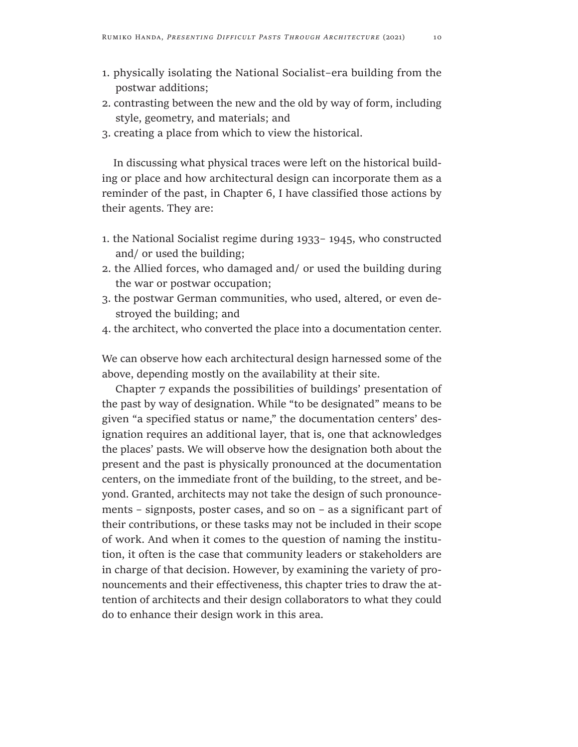1. physically isolating the National Socialist–era building from the postwar additions;
2. contrasting between the new and the old by way of form, including style, geometry, and materials; and
3. creating a place from which to view the historical.

In discussing what physical traces were left on the historical building or place and how architectural design can incorporate them as a reminder of the past, in Chapter 6, I have classified those actions by their agents. They are:

1. the National Socialist regime during 1933– 1945, who constructed and/ or used the building;
2. the Allied forces, who damaged and/ or used the building during the war or postwar occupation;
3. the postwar German communities, who used, altered, or even destroyed the building; and
4. the architect, who converted the place into a documentation center.

We can observe how each architectural design harnessed some of the above, depending mostly on the availability at their site.

Chapter 7 expands the possibilities of buildings' presentation of the past by way of designation. While "to be designated" means to be given "a specified status or name," the documentation centers' designation requires an additional layer, that is, one that acknowledges the places' pasts. We will observe how the designation both about the present and the past is physically pronounced at the documentation centers, on the immediate front of the building, to the street, and beyond. Granted, architects may not take the design of such pronouncements – signposts, poster cases, and so on – as a significant part of their contributions, or these tasks may not be included in their scope of work. And when it comes to the question of naming the institution, it often is the case that community leaders or stakeholders are in charge of that decision. However, by examining the variety of pronouncements and their effectiveness, this chapter tries to draw the attention of architects and their design collaborators to what they could do to enhance their design work in this area.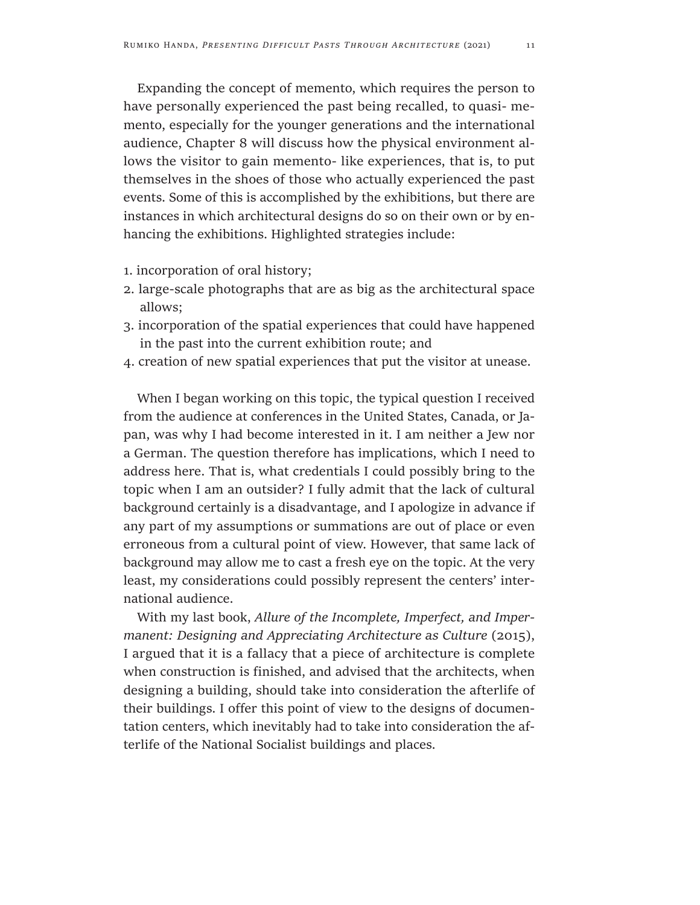Expanding the concept of memento, which requires the person to have personally experienced the past being recalled, to quasi-memento, especially for the younger generations and the international audience, Chapter 8 will discuss how the physical environment allows the visitor to gain memento-like experiences, that is, to put themselves in the shoes of those who actually experienced the past events. Some of this is accomplished by the exhibitions, but there are instances in which architectural designs do so on their own or by enhancing the exhibitions. Highlighted strategies include:

1. incorporation of oral history;
2. large-scale photographs that are as big as the architectural space allows;
3. incorporation of the spatial experiences that could have happened in the past into the current exhibition route; and
4. creation of new spatial experiences that put the visitor at unease.

When I began working on this topic, the typical question I received from the audience at conferences in the United States, Canada, or Japan, was why I had become interested in it. I am neither a Jew nor a German. The question therefore has implications, which I need to address here. That is, what credentials I could possibly bring to the topic when I am an outsider? I fully admit that the lack of cultural background certainly is a disadvantage, and I apologize in advance if any part of my assumptions or summations are out of place or even erroneous from a cultural point of view. However, that same lack of background may allow me to cast a fresh eye on the topic. At the very least, my considerations could possibly represent the centers' international audience.

With my last book, *Allure of the Incomplete, Imperfect, and Impermanent: Designing and Appreciating Architecture as Culture* (2015), I argued that it is a fallacy that a piece of architecture is complete when construction is finished, and advised that the architects, when designing a building, should take into consideration the afterlife of their buildings. I offer this point of view to the designs of documentation centers, which inevitably had to take into consideration the afterlife of the National Socialist buildings and places.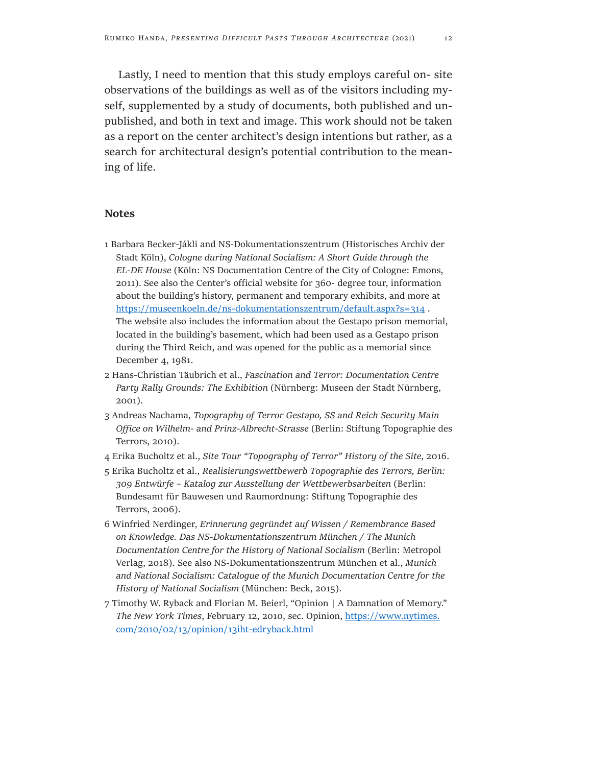Lastly, I need to mention that this study employs careful on- site observations of the buildings as well as of the visitors including myself, supplemented by a study of documents, both published and unpublished, and both in text and image. This work should not be taken as a report on the center architect's design intentions but rather, as a search for architectural design's potential contribution to the meaning of life.

## Notes

1 Barbara Becker-Jákli and NS-Dokumentationszentrum (Historisches Archiv der Stadt Köln), *Cologne during National Socialism: A Short Guide through the EL-DE House* (Köln: NS Documentation Centre of the City of Cologne: Emons, 2011). See also the Center's official website for 360- degree tour, information about the building's history, permanent and temporary exhibits, and more at https://museenkoeln.de/ns-dokumentationszentrum/default.aspx?s=314 . The website also includes the information about the Gestapo prison memorial, located in the building's basement, which had been used as a Gestapo prison during the Third Reich, and was opened for the public as a memorial since December 4, 1981.

2 Hans-Christian Täubrich et al., *Fascination and Terror: Documentation Centre Party Rally Grounds: The Exhibition* (Nürnberg: Museen der Stadt Nürnberg, 2001).

3 Andreas Nachama, *Topography of Terror Gestapo, SS and Reich Security Main Office on Wilhelm- and Prinz-Albrecht-Strasse* (Berlin: Stiftung Topographie des Terrors, 2010).

4 Erika Bucholtz et al., *Site Tour "Topography of Terror" History of the Site*, 2016.

5 Erika Bucholtz et al., *Realisierungswettbewerb Topographie des Terrors, Berlin: 309 Entwürfe – Katalog zur Ausstellung der Wettbewerbsarbeiten* (Berlin: Bundesamt für Bauwesen und Raumordnung: Stiftung Topographie des Terrors, 2006).

6 Winfried Nerdinger, *Erinnerung gegründet auf Wissen / Remembrance Based on Knowledge. Das NS-Dokumentationszentrum München / The Munich Documentation Centre for the History of National Socialism* (Berlin: Metropol Verlag, 2018). See also NS-Dokumentationszentrum München et al., *Munich and National Socialism: Catalogue of the Munich Documentation Centre for the History of National Socialism* (München: Beck, 2015).

7 Timothy W. Ryback and Florian M. Beierl, "Opinion | A Damnation of Memory." *The New York Times*, February 12, 2010, sec. Opinion, https://www.nytimes.com/2010/02/13/opinion/13iht-edryback.html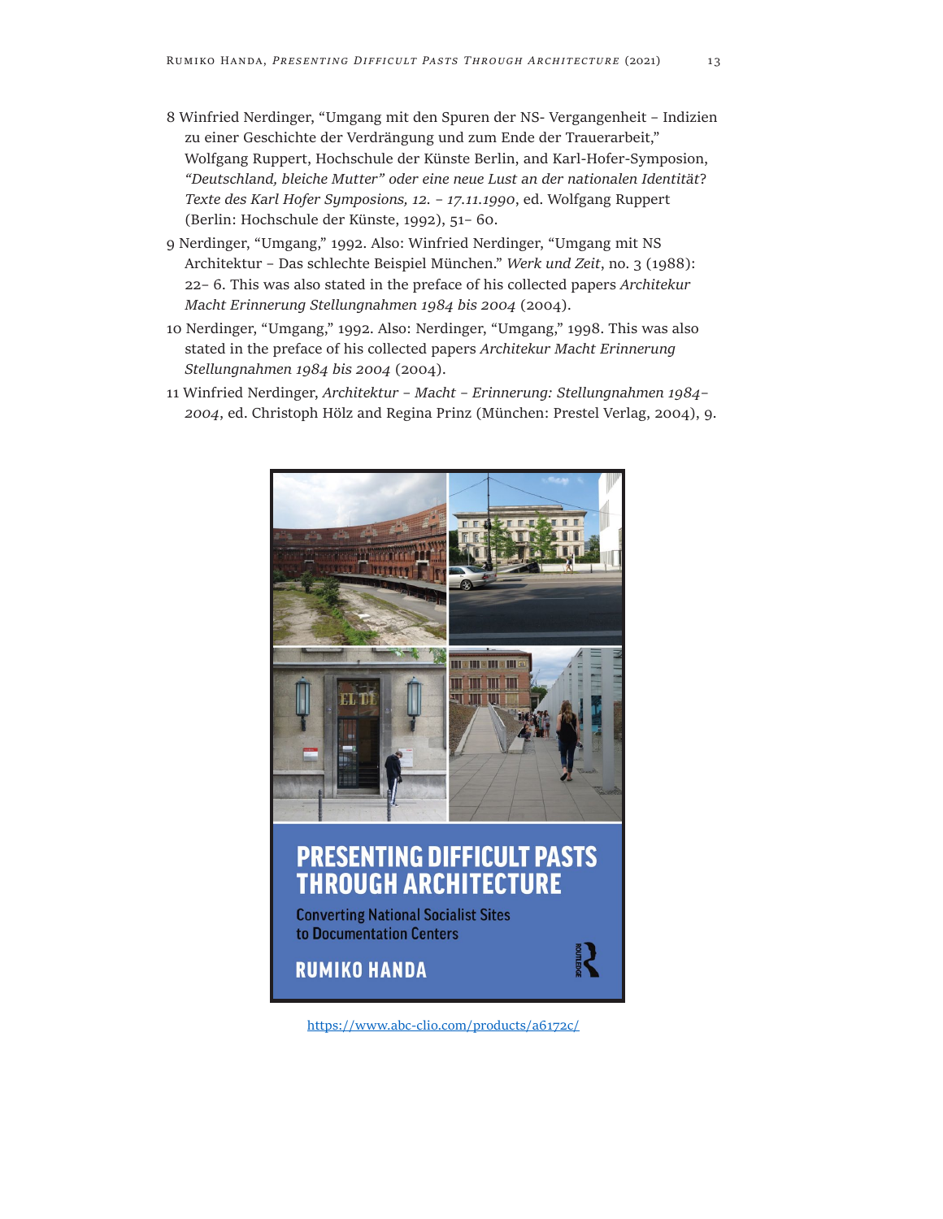8 Winfried Nerdinger, “Umgang mit den Spuren der NS- Vergangenheit – Indizien zu einer Geschichte der Verdrängung und zum Ende der Trauerarbeit,” Wolfgang Ruppert, Hochschule der Künste Berlin, and Karl-Hofer-Symposion, *“Deutschland, bleiche Mutter” oder eine neue Lust an der nationalen Identität? Texte des Karl Hofer Symposions, 12. – 17.11.1990*, ed. Wolfgang Ruppert (Berlin: Hochschule der Künste, 1992), 51– 60.

9 Nerdinger, “Umgang,” 1992. Also: Winfried Nerdinger, “Umgang mit NS Architektur – Das schlechte Beispiel München.” *Werk und Zeit*, no. 3 (1988): 22– 6. This was also stated in the preface of his collected papers *Architekur Macht Erinnerung Stellungnahmen 1984 bis 2004* (2004).

10 Nerdinger, “Umgang,” 1992. Also: Nerdinger, “Umgang,” 1998. This was also stated in the preface of his collected papers *Architekur Macht Erinnerung Stellungnahmen 1984 bis 2004* (2004).

11 Winfried Nerdinger, *Architektur – Macht – Erinnerung: Stellungnahmen 1984–2004*, ed. Christoph Hölz and Regina Prinz (München: Prestel Verlag, 2004), 9.

PRESENTING DIFFICULT PASTS THROUGH ARCHITECTURE

Converting National Socialist Sites to Documentation Centers

RUMIKO HANDA

https://www.abc-clio.com/products/a6172c/